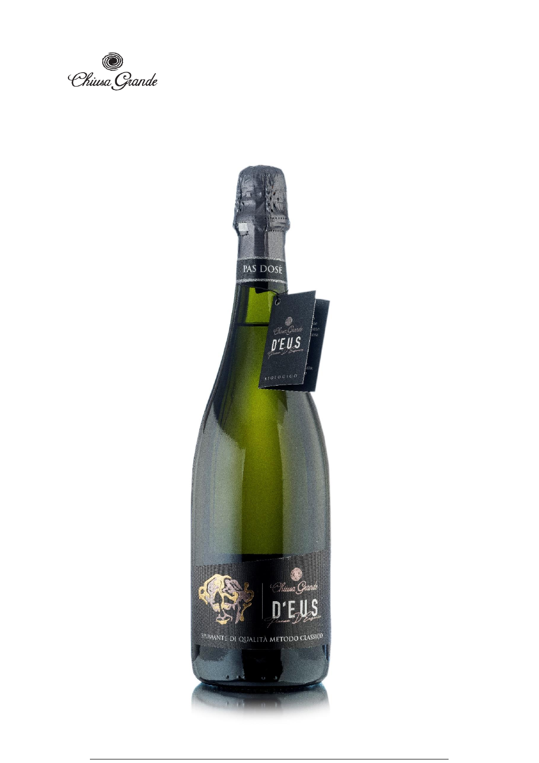Chiusa Grande

PAS DOSÈ

Chiusa Grande
D'EUS

BIOLOGICO

Chiusa Grande
D'EUS

SPUMANTE DI QUALITÀ METODO CLASSICO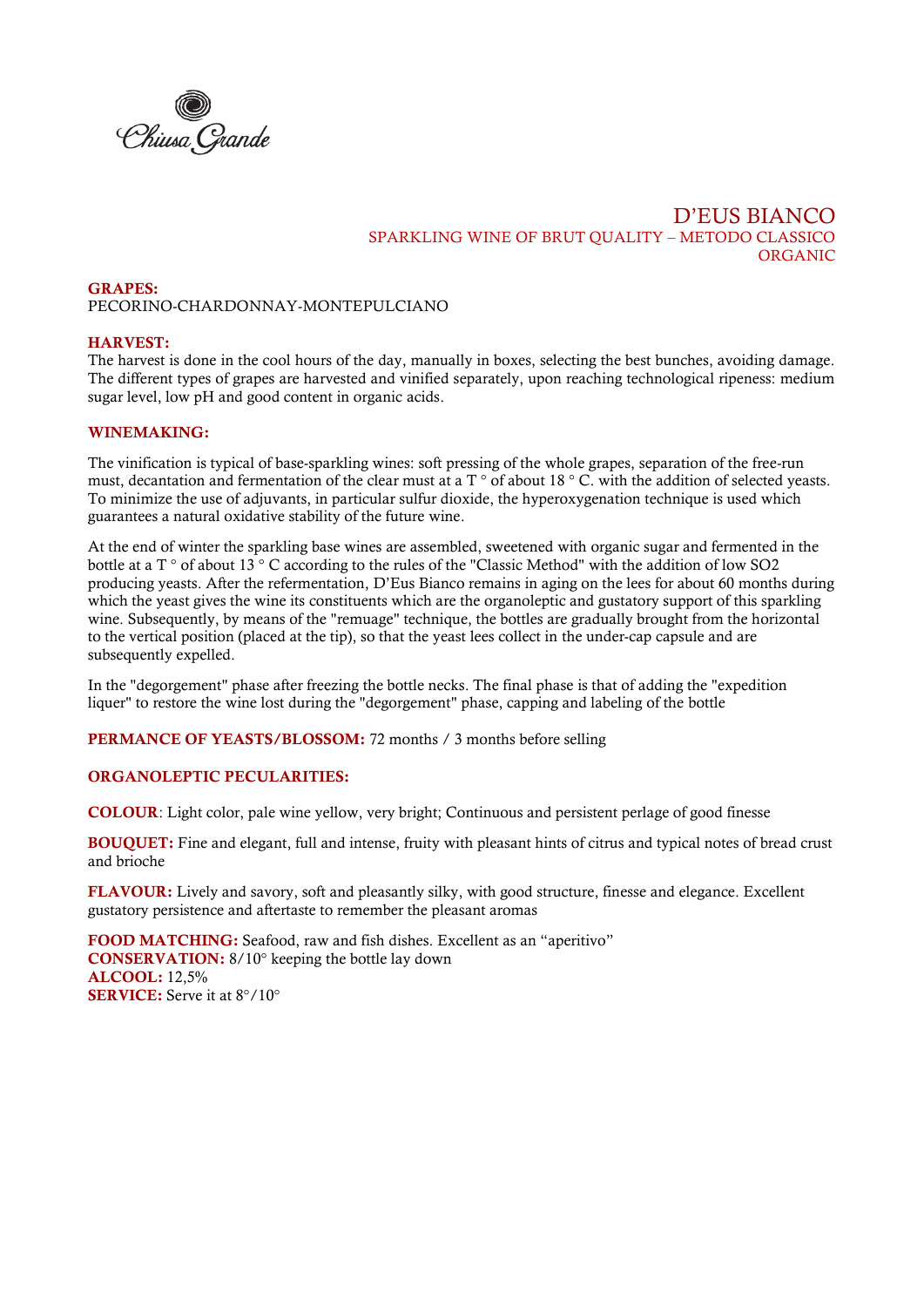Chiusa Grande

# D'EUS BIANCO

SPARKLING WINE OF BRUT QUALITY – METODO CLASSICO
ORGANIC

**GRAPES:**
PECORINO-CHARDONNAY-MONTEPULCIANO

**HARVEST:**
The harvest is done in the cool hours of the day, manually in boxes, selecting the best bunches, avoiding damage. The different types of grapes are harvested and vinified separately, upon reaching technological ripeness: medium sugar level, low pH and good content in organic acids.

**WINEMAKING:**

The vinification is typical of base-sparkling wines: soft pressing of the whole grapes, separation of the free-run must, decantation and fermentation of the clear must at a T ° of about 18 ° C. with the addition of selected yeasts. To minimize the use of adjuvants, in particular sulfur dioxide, the hyperoxygenation technique is used which guarantees a natural oxidative stability of the future wine.

At the end of winter the sparkling base wines are assembled, sweetened with organic sugar and fermented in the bottle at a T ° of about 13 ° C according to the rules of the "Classic Method" with the addition of low $SO_2$ producing yeasts. After the refermentation, D'Eus Bianco remains in aging on the lees for about 60 months during which the yeast gives the wine its constituents which are the organoleptic and gustatory support of this sparkling wine. Subsequently, by means of the "remuage" technique, the bottles are gradually brought from the horizontal to the vertical position (placed at the tip), so that the yeast lees collect in the under-cap capsule and are subsequently expelled.

In the "degorgement" phase after freezing the bottle necks. The final phase is that of adding the "expedition liquer" to restore the wine lost during the "degorgement" phase, capping and labeling of the bottle

**PERMANCE OF YEASTS/BLOSSOM:** 72 months / 3 months before selling

**ORGANOLEPTIC PECULARITIES:**

**COLOUR**: Light color, pale wine yellow, very bright; Continuous and persistent perlage of good finesse

**BOUQUET:** Fine and elegant, full and intense, fruity with pleasant hints of citrus and typical notes of bread crust and brioche

**FLAVOUR:** Lively and savory, soft and pleasantly silky, with good structure, finesse and elegance. Excellent gustatory persistence and aftertaste to remember the pleasant aromas

**FOOD MATCHING:** Seafood, raw and fish dishes. Excellent as an "aperitivo"
**CONSERVATION:** 8/10° keeping the bottle lay down
**ALCOOL:** 12,5%
**SERVICE:** Serve it at 8°/10°